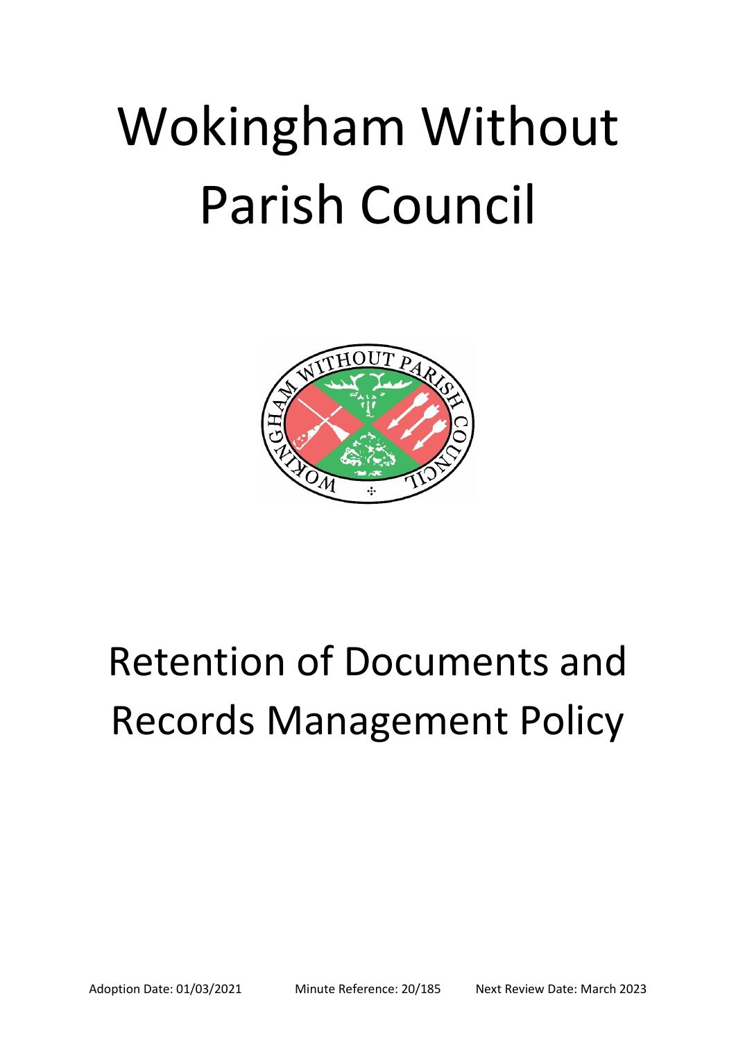# Wokingham Without Parish Council

# Retention of Documents and Records Management Policy

Adoption Date: 01/03/2021 Minute Reference: 20/185 Next Review Date: March 2023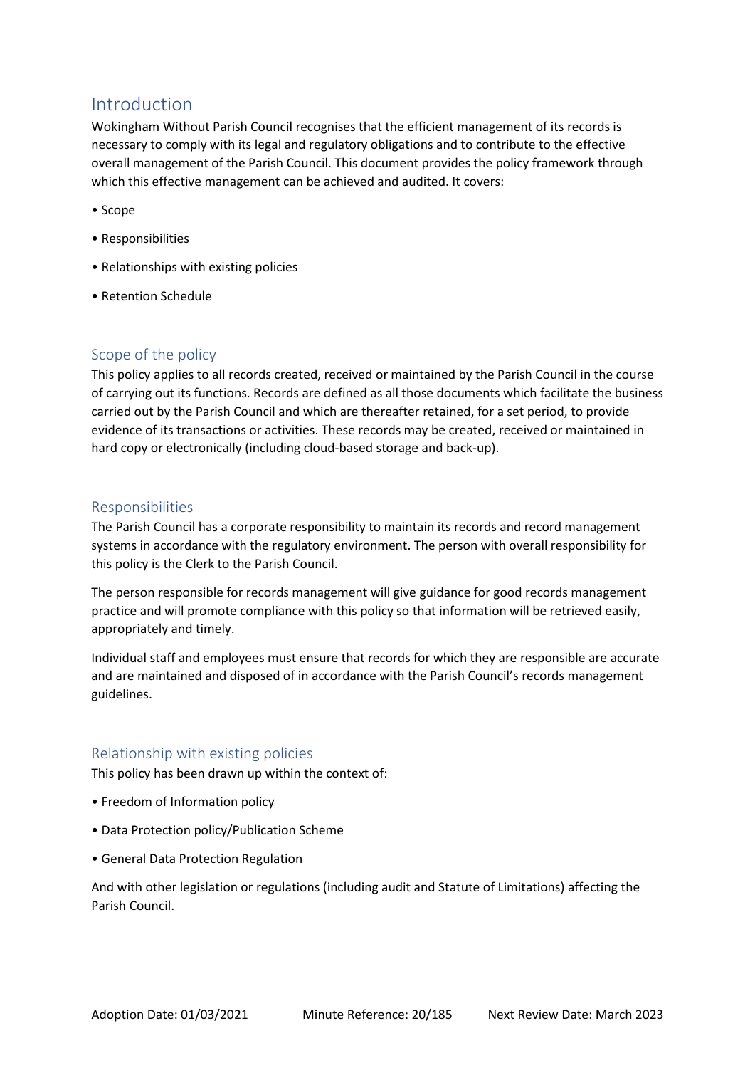## Introduction

Wokingham Without Parish Council recognises that the efficient management of its records is necessary to comply with its legal and regulatory obligations and to contribute to the effective overall management of the Parish Council. This document provides the policy framework through which this effective management can be achieved and audited. It covers:

- Scope
- Responsibilities
- Relationships with existing policies
- Retention Schedule

## Scope of the policy

This policy applies to all records created, received or maintained by the Parish Council in the course of carrying out its functions. Records are defined as all those documents which facilitate the business carried out by the Parish Council and which are thereafter retained, for a set period, to provide evidence of its transactions or activities. These records may be created, received or maintained in hard copy or electronically (including cloud-based storage and back-up).

## Responsibilities

The Parish Council has a corporate responsibility to maintain its records and record management systems in accordance with the regulatory environment. The person with overall responsibility for this policy is the Clerk to the Parish Council.

The person responsible for records management will give guidance for good records management practice and will promote compliance with this policy so that information will be retrieved easily, appropriately and timely.

Individual staff and employees must ensure that records for which they are responsible are accurate and are maintained and disposed of in accordance with the Parish Council's records management guidelines.

## Relationship with existing policies

This policy has been drawn up within the context of:

- Freedom of Information policy
- Data Protection policy/Publication Scheme
- General Data Protection Regulation

And with other legislation or regulations (including audit and Statute of Limitations) affecting the Parish Council.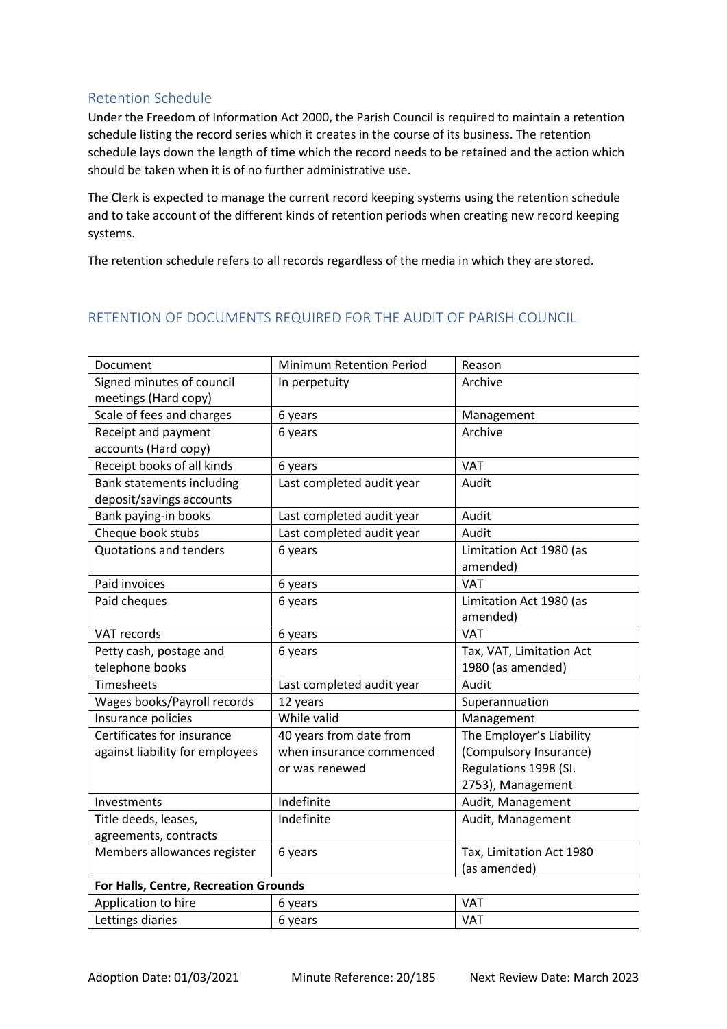## Retention Schedule

Under the Freedom of Information Act 2000, the Parish Council is required to maintain a retention schedule listing the record series which it creates in the course of its business. The retention schedule lays down the length of time which the record needs to be retained and the action which should be taken when it is of no further administrative use.

The Clerk is expected to manage the current record keeping systems using the retention schedule and to take account of the different kinds of retention periods when creating new record keeping systems.

The retention schedule refers to all records regardless of the media in which they are stored.

## RETENTION OF DOCUMENTS REQUIRED FOR THE AUDIT OF PARISH COUNCIL

| Document | Minimum Retention Period | Reason |
|---|---|---|
| Signed minutes of council meetings (Hard copy) | In perpetuity | Archive |
| Scale of fees and charges | 6 years | Management |
| Receipt and payment accounts (Hard copy) | 6 years | Archive |
| Receipt books of all kinds | 6 years | VAT |
| Bank statements including deposit/savings accounts | Last completed audit year | Audit |
| Bank paying-in books | Last completed audit year | Audit |
| Cheque book stubs | Last completed audit year | Audit |
| Quotations and tenders | 6 years | Limitation Act 1980 (as amended) |
| Paid invoices | 6 years | VAT |
| Paid cheques | 6 years | Limitation Act 1980 (as amended) |
| VAT records | 6 years | VAT |
| Petty cash, postage and telephone books | 6 years | Tax, VAT, Limitation Act 1980 (as amended) |
| Timesheets | Last completed audit year | Audit |
| Wages books/Payroll records | 12 years | Superannuation |
| Insurance policies | While valid | Management |
| Certificates for insurance against liability for employees | 40 years from date from when insurance commenced or was renewed | The Employer's Liability (Compulsory Insurance) Regulations 1998 (SI. 2753), Management |
| Investments | Indefinite | Audit, Management |
| Title deeds, leases, agreements, contracts | Indefinite | Audit, Management |
| Members allowances register | 6 years | Tax, Limitation Act 1980 (as amended) |
| **For Halls, Centre, Recreation Grounds** | | |
| Application to hire | 6 years | VAT |
| Lettings diaries | 6 years | VAT |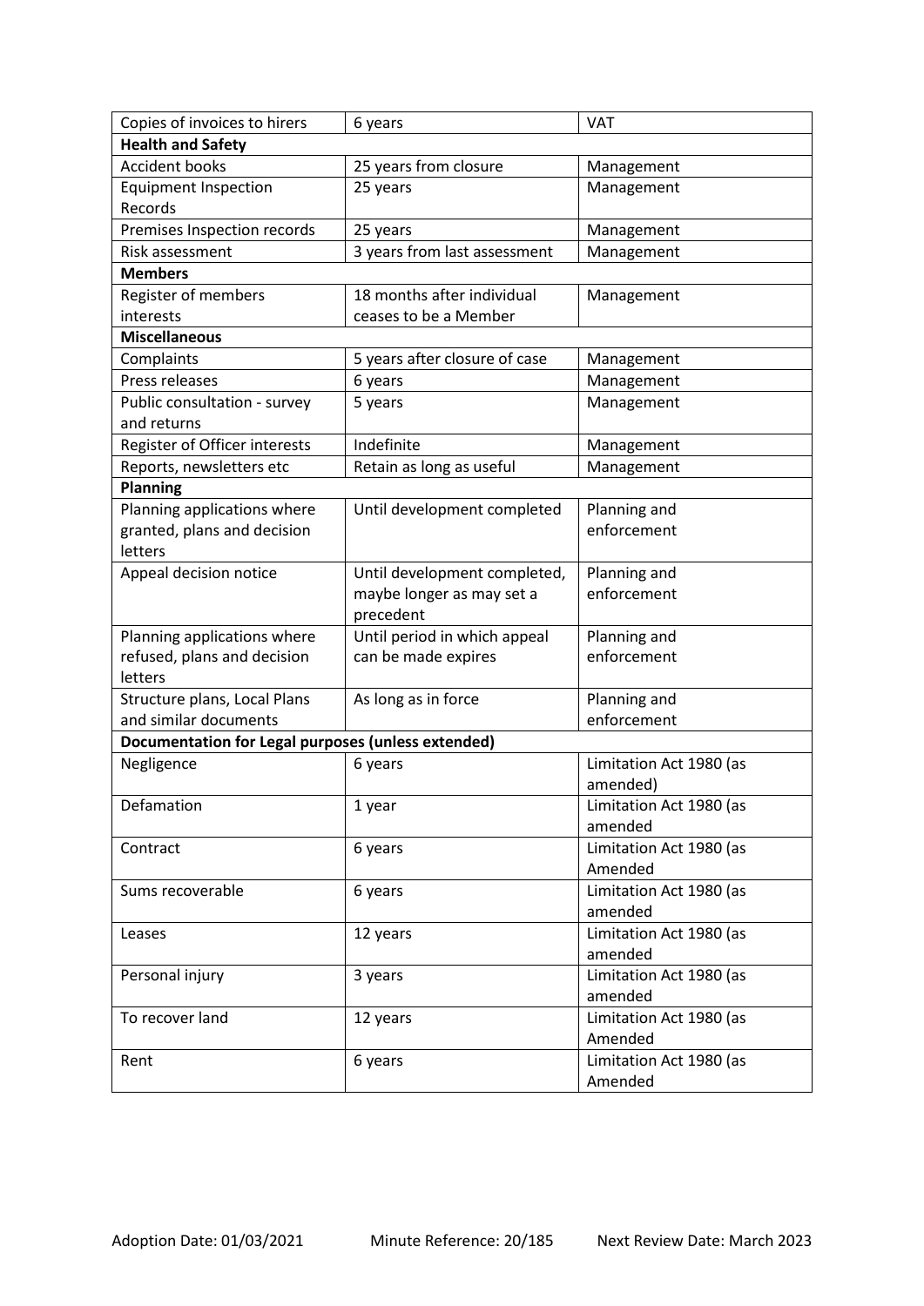| | | |
|---|---|---|
| Copies of invoices to hirers | 6 years | VAT |
| **Health and Safety** | | |
| Accident books | 25 years from closure | Management |
| Equipment Inspection Records | 25 years | Management |
| Premises Inspection records | 25 years | Management |
| Risk assessment | 3 years from last assessment | Management |
| **Members** | | |
| Register of members interests | 18 months after individual ceases to be a Member | Management |
| **Miscellaneous** | | |
| Complaints | 5 years after closure of case | Management |
| Press releases | 6 years | Management |
| Public consultation - survey and returns | 5 years | Management |
| Register of Officer interests | Indefinite | Management |
| Reports, newsletters etc | Retain as long as useful | Management |
| **Planning** | | |
| Planning applications where granted, plans and decision letters | Until development completed | Planning and enforcement |
| Appeal decision notice | Until development completed, maybe longer as may set a precedent | Planning and enforcement |
| Planning applications where refused, plans and decision letters | Until period in which appeal can be made expires | Planning and enforcement |
| Structure plans, Local Plans and similar documents | As long as in force | Planning and enforcement |
| **Documentation for Legal purposes (unless extended)** | | |
| Negligence | 6 years | Limitation Act 1980 (as amended) |
| Defamation | 1 year | Limitation Act 1980 (as amended |
| Contract | 6 years | Limitation Act 1980 (as Amended |
| Sums recoverable | 6 years | Limitation Act 1980 (as amended |
| Leases | 12 years | Limitation Act 1980 (as amended |
| Personal injury | 3 years | Limitation Act 1980 (as amended |
| To recover land | 12 years | Limitation Act 1980 (as Amended |
| Rent | 6 years | Limitation Act 1980 (as Amended |

Adoption Date: 01/03/2021 Minute Reference: 20/185 Next Review Date: March 2023